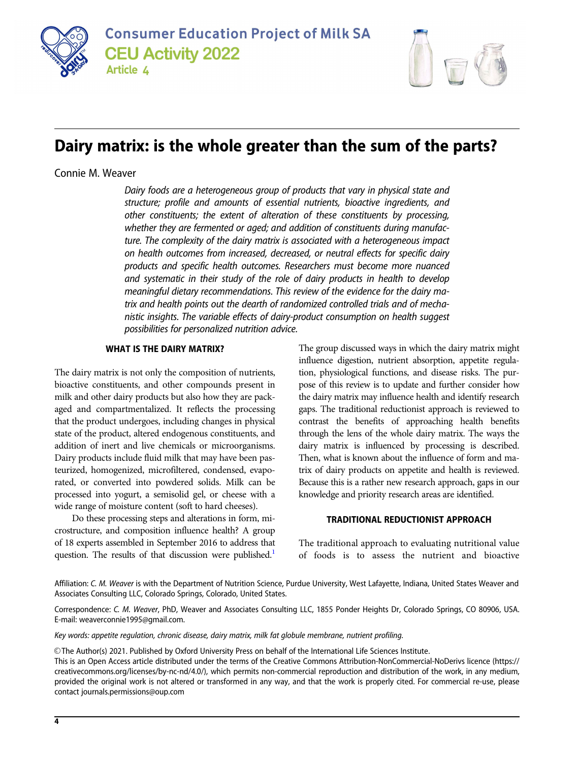Consumer Education Project of Milk SA

CEU Activity 2022

Article 4

# Dairy matrix: is the whole greater than the sum of the parts?

Connie M. Weaver

*Dairy foods are a heterogeneous group of products that vary in physical state and structure; profile and amounts of essential nutrients, bioactive ingredients, and other constituents; the extent of alteration of these constituents by processing, whether they are fermented or aged; and addition of constituents during manufacture. The complexity of the dairy matrix is associated with a heterogeneous impact on health outcomes from increased, decreased, or neutral effects for specific dairy products and specific health outcomes. Researchers must become more nuanced and systematic in their study of the role of dairy products in health to develop meaningful dietary recommendations. This review of the evidence for the dairy matrix and health points out the dearth of randomized controlled trials and of mechanistic insights. The variable effects of dairy-product consumption on health suggest possibilities for personalized nutrition advice.*

## WHAT IS THE DAIRY MATRIX?

The dairy matrix is not only the composition of nutrients, bioactive constituents, and other compounds present in milk and other dairy products but also how they are packaged and compartmentalized. It reflects the processing that the product undergoes, including changes in physical state of the product, altered endogenous constituents, and addition of inert and live chemicals or microorganisms. Dairy products include fluid milk that may have been pasteurized, homogenized, microfiltered, condensed, evaporated, or converted into powdered solids. Milk can be processed into yogurt, a semisolid gel, or cheese with a wide range of moisture content (soft to hard cheeses).

Do these processing steps and alterations in form, microstructure, and composition influence health? A group of 18 experts assembled in September 2016 to address that question. The results of that discussion were published.[1] The group discussed ways in which the dairy matrix might influence digestion, nutrient absorption, appetite regulation, physiological functions, and disease risks. The purpose of this review is to update and further consider how the dairy matrix may influence health and identify research gaps. The traditional reductionist approach is reviewed to contrast the benefits of approaching health benefits through the lens of the whole dairy matrix. The ways the dairy matrix is influenced by processing is described. Then, what is known about the influence of form and matrix of dairy products on appetite and health is reviewed. Because this is a rather new research approach, gaps in our knowledge and priority research areas are identified.

## TRADITIONAL REDUCTIONIST APPROACH

The traditional approach to evaluating nutritional value of foods is to assess the nutrient and bioactive

Affiliation: *C. M. Weaver* is with the Department of Nutrition Science, Purdue University, West Lafayette, Indiana, United States Weaver and Associates Consulting LLC, Colorado Springs, Colorado, United States.

Correspondence: *C. M. Weaver*, PhD, Weaver and Associates Consulting LLC, 1855 Ponder Heights Dr, Colorado Springs, CO 80906, USA. E-mail: weaverconnie1995@gmail.com.

*Key words: appetite regulation, chronic disease, dairy matrix, milk fat globule membrane, nutrient profiling.*

© The Author(s) 2021. Published by Oxford University Press on behalf of the International Life Sciences Institute.
This is an Open Access article distributed under the terms of the Creative Commons Attribution-NonCommercial-NoDerivs licence (https://creativecommons.org/licenses/by-nc-nd/4.0/), which permits non-commercial reproduction and distribution of the work, in any medium, provided the original work is not altered or transformed in any way, and that the work is properly cited. For commercial re-use, please contact journals.permissions@oup.com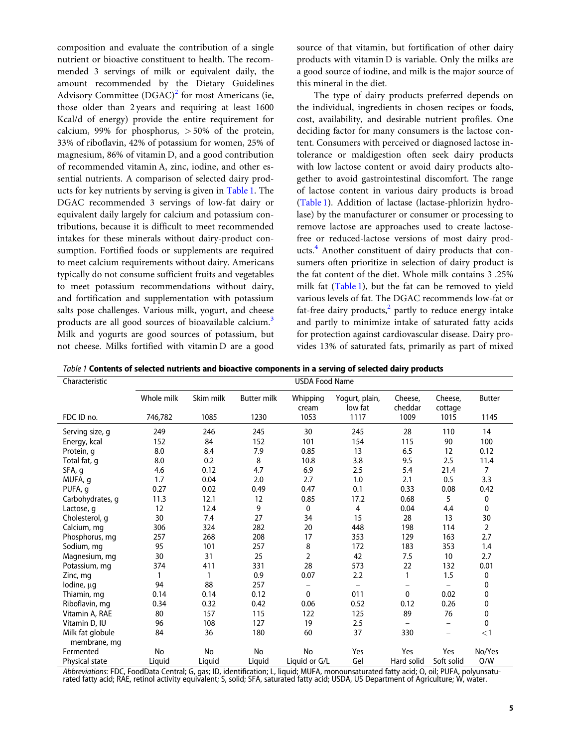composition and evaluate the contribution of a single nutrient or bioactive constituent to health. The recommended 3 servings of milk or equivalent daily, the amount recommended by the Dietary Guidelines Advisory Committee (DGAC)[2] for most Americans (ie, those older than 2 years and requiring at least 1600 Kcal/d of energy) provide the entire requirement for calcium, 99% for phosphorus, >50% of the protein, 33% of riboflavin, 42% of potassium for women, 25% of magnesium, 86% of vitamin D, and a good contribution of recommended vitamin A, zinc, iodine, and other essential nutrients. A comparison of selected dairy products for key nutrients by serving is given in Table 1. The DGAC recommended 3 servings of low-fat dairy or equivalent daily largely for calcium and potassium contributions, because it is difficult to meet recommended intakes for these minerals without dairy-product consumption. Fortified foods or supplements are required to meet calcium requirements without dairy. Americans typically do not consume sufficient fruits and vegetables to meet potassium recommendations without dairy, and fortification and supplementation with potassium salts pose challenges. Various milk, yogurt, and cheese products are all good sources of bioavailable calcium.[3] Milk and yogurts are good sources of potassium, but not cheese. Milks fortified with vitamin D are a good source of that vitamin, but fortification of other dairy products with vitamin D is variable. Only the milks are a good source of iodine, and milk is the major source of this mineral in the diet.

The type of dairy products preferred depends on the individual, ingredients in chosen recipes or foods, cost, availability, and desirable nutrient profiles. One deciding factor for many consumers is the lactose content. Consumers with perceived or diagnosed lactose intolerance or maldigestion often seek dairy products with low lactose content or avoid dairy products altogether to avoid gastrointestinal discomfort. The range of lactose content in various dairy products is broad (Table 1). Addition of lactase (lactase-phlorizin hydrolase) by the manufacturer or consumer or processing to remove lactose are approaches used to create lactose-free or reduced-lactose versions of most dairy products.[4] Another constituent of dairy products that consumers often prioritize in selection of dairy product is the fat content of the diet. Whole milk contains 3 .25% milk fat (Table 1), but the fat can be removed to yield various levels of fat. The DGAC recommends low-fat or fat-free dairy products,[2] partly to reduce energy intake and partly to minimize intake of saturated fatty acids for protection against cardiovascular disease. Dairy provides 13% of saturated fats, primarily as part of mixed

*Table 1* **Contents of selected nutrients and bioactive components in a serving of selected dairy products**

| Characteristic | USDA Food Name | | | | | | | |
|---|---|---|---|---|---|---|---|---|
| | Whole milk | Skim milk | Butter milk | Whipping cream | Yogurt, plain, low fat | Cheese, cheddar | Cheese, cottage | Butter |
| FDC ID no. | 746,782 | 1085 | 1230 | 1053 | 1117 | 1009 | 1015 | 1145 |
| Serving size, g | 249 | 246 | 245 | 30 | 245 | 28 | 110 | 14 |
| Energy, kcal | 152 | 84 | 152 | 101 | 154 | 115 | 90 | 100 |
| Protein, g | 8.0 | 8.4 | 7.9 | 0.85 | 13 | 6.5 | 12 | 0.12 |
| Total fat, g | 8.0 | 0.2 | 8 | 10.8 | 3.8 | 9.5 | 2.5 | 11.4 |
| SFA, g | 4.6 | 0.12 | 4.7 | 6.9 | 2.5 | 5.4 | 21.4 | 7 |
| MUFA, g | 1.7 | 0.04 | 2.0 | 2.7 | 1.0 | 2.1 | 0.5 | 3.3 |
| PUFA, g | 0.27 | 0.02 | 0.49 | 0.47 | 0.1 | 0.33 | 0.08 | 0.42 |
| Carbohydrates, g | 11.3 | 12.1 | 12 | 0.85 | 17.2 | 0.68 | 5 | 0 |
| Lactose, g | 12 | 12.4 | 9 | 0 | 4 | 0.04 | 4.4 | 0 |
| Cholesterol, g | 30 | 7.4 | 27 | 34 | 15 | 28 | 13 | 30 |
| Calcium, mg | 306 | 324 | 282 | 20 | 448 | 198 | 114 | 2 |
| Phosphorus, mg | 257 | 268 | 208 | 17 | 353 | 129 | 163 | 2.7 |
| Sodium, mg | 95 | 101 | 257 | 8 | 172 | 183 | 353 | 1.4 |
| Magnesium, mg | 30 | 31 | 25 | 2 | 42 | 7.5 | 10 | 2.7 |
| Potassium, mg | 374 | 411 | 331 | 28 | 573 | 22 | 132 | 0.01 |
| Zinc, mg | 1 | 1 | 0.9 | 0.07 | 2.2 | 1 | 1.5 | 0 |
| Iodine, μg | 94 | 88 | 257 | – | – | – | – | 0 |
| Thiamin, mg | 0.14 | 0.14 | 0.12 | 0 | 011 | 0 | 0.02 | 0 |
| Riboflavin, mg | 0.34 | 0.32 | 0.42 | 0.06 | 0.52 | 0.12 | 0.26 | 0 |
| Vitamin A, RAE | 80 | 157 | 115 | 122 | 125 | 89 | 76 | 0 |
| Vitamin D, IU | 96 | 108 | 127 | 19 | 2.5 | – | – | 0 |
| Milk fat globule membrane, mg | 84 | 36 | 180 | 60 | 37 | 330 | – | <1 |
| Fermented | No | No | No | No | Yes | Yes | Yes | No/Yes |
| Physical state | Liquid | Liquid | Liquid | Liquid or G/L | Gel | Hard solid | Soft solid | O/W |

*Abbreviations:* FDC, FoodData Central; G, gas; ID, identification; L, liquid; MUFA, monounsaturated fatty acid; O, oil; PUFA, polyunsaturated fatty acid; RAE, retinol activity equivalent; S, solid; SFA, saturated fatty acid; USDA, US Department of Agriculture; W, water.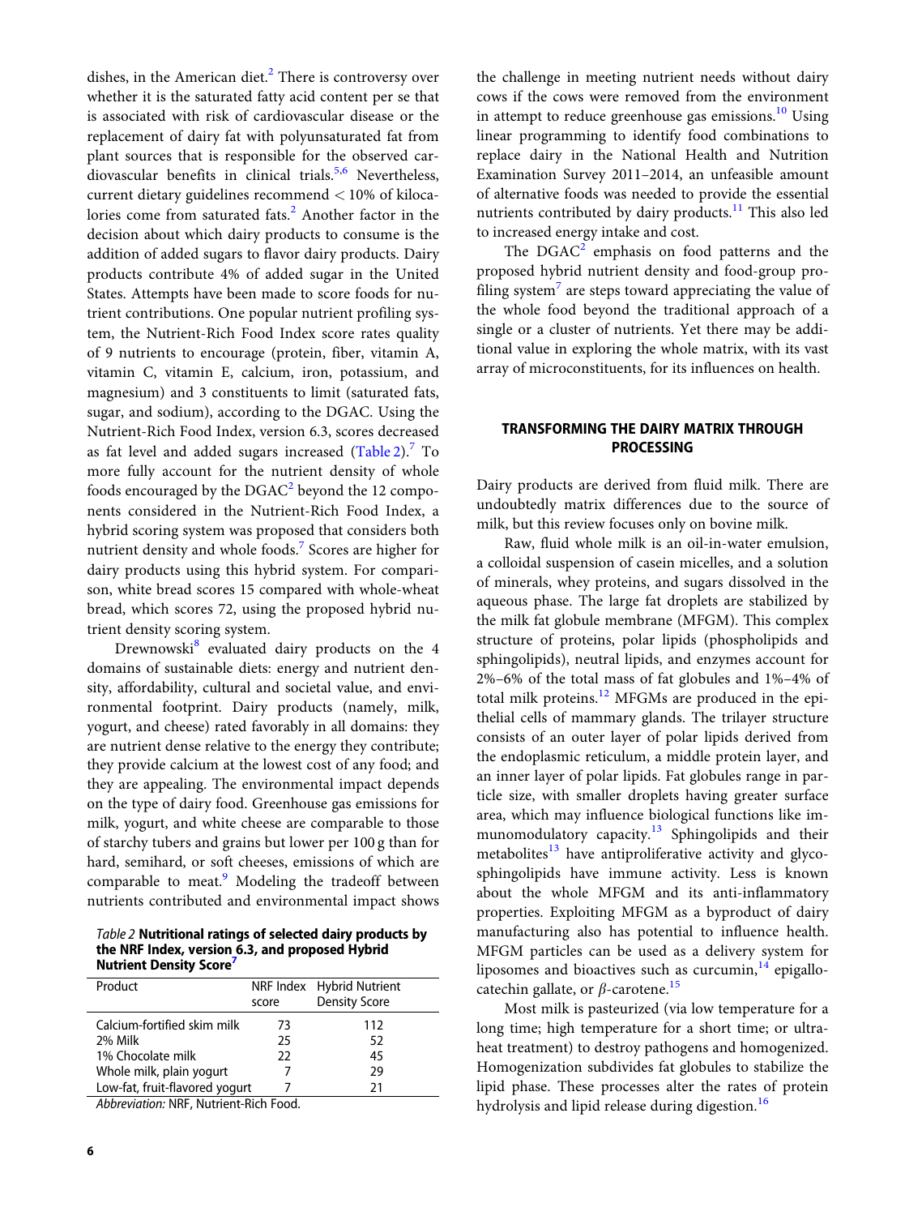dishes, in the American diet.[2] There is controversy over whether it is the saturated fatty acid content per se that is associated with risk of cardiovascular disease or the replacement of dairy fat with polyunsaturated fat from plant sources that is responsible for the observed cardiovascular benefits in clinical trials.[5,6] Nevertheless, current dietary guidelines recommend < 10% of kilocalories come from saturated fats.[2] Another factor in the decision about which dairy products to consume is the addition of added sugars to flavor dairy products. Dairy products contribute 4% of added sugar in the United States. Attempts have been made to score foods for nutrient contributions. One popular nutrient profiling system, the Nutrient-Rich Food Index score rates quality of 9 nutrients to encourage (protein, fiber, vitamin A, vitamin C, vitamin E, calcium, iron, potassium, and magnesium) and 3 constituents to limit (saturated fats, sugar, and sodium), according to the DGAC. Using the Nutrient-Rich Food Index, version 6.3, scores decreased as fat level and added sugars increased (Table 2).[7] To more fully account for the nutrient density of whole foods encouraged by the DGAC[2] beyond the 12 components considered in the Nutrient-Rich Food Index, a hybrid scoring system was proposed that considers both nutrient density and whole foods.[7] Scores are higher for dairy products using this hybrid system. For comparison, white bread scores 15 compared with whole-wheat bread, which scores 72, using the proposed hybrid nutrient density scoring system.

Drewnowski[8] evaluated dairy products on the 4 domains of sustainable diets: energy and nutrient density, affordability, cultural and societal value, and environmental footprint. Dairy products (namely, milk, yogurt, and cheese) rated favorably in all domains: they are nutrient dense relative to the energy they contribute; they provide calcium at the lowest cost of any food; and they are appealing. The environmental impact depends on the type of dairy food. Greenhouse gas emissions for milk, yogurt, and white cheese are comparable to those of starchy tubers and grains but lower per 100 g than for hard, semihard, or soft cheeses, emissions of which are comparable to meat.[9] Modeling the tradeoff between nutrients contributed and environmental impact shows the challenge in meeting nutrient needs without dairy cows if the cows were removed from the environment in attempt to reduce greenhouse gas emissions.[10] Using linear programming to identify food combinations to replace dairy in the National Health and Nutrition Examination Survey 2011–2014, an unfeasible amount of alternative foods was needed to provide the essential nutrients contributed by dairy products.[11] This also led to increased energy intake and cost.

The DGAC[2] emphasis on food patterns and the proposed hybrid nutrient density and food-group profiling system[7] are steps toward appreciating the value of the whole food beyond the traditional approach of a single or a cluster of nutrients. Yet there may be additional value in exploring the whole matrix, with its vast array of microconstituents, for its influences on health.

*Table 2* **Nutritional ratings of selected dairy products by the NRF Index, version 6.3, and proposed Hybrid Nutrient Density Score[7]**

| Product | NRF Index score | Hybrid Nutrient Density Score |
|---|---|---|
| Calcium-fortified skim milk | 73 | 112 |
| 2% Milk | 25 | 52 |
| 1% Chocolate milk | 22 | 45 |
| Whole milk, plain yogurt | 7 | 29 |
| Low-fat, fruit-flavored yogurt | 7 | 21 |

*Abbreviation:* NRF, Nutrient-Rich Food.

## TRANSFORMING THE DAIRY MATRIX THROUGH PROCESSING

Dairy products are derived from fluid milk. There are undoubtedly matrix differences due to the source of milk, but this review focuses only on bovine milk.

Raw, fluid whole milk is an oil-in-water emulsion, a colloidal suspension of casein micelles, and a solution of minerals, whey proteins, and sugars dissolved in the aqueous phase. The large fat droplets are stabilized by the milk fat globule membrane (MFGM). This complex structure of proteins, polar lipids (phospholipids and sphingolipids), neutral lipids, and enzymes account for 2%–6% of the total mass of fat globules and 1%–4% of total milk proteins.[12] MFGMs are produced in the epithelial cells of mammary glands. The trilayer structure consists of an outer layer of polar lipids derived from the endoplasmic reticulum, a middle protein layer, and an inner layer of polar lipids. Fat globules range in particle size, with smaller droplets having greater surface area, which may influence biological functions like immunomodulatory capacity.[13] Sphingolipids and their metabolites[13] have antiproliferative activity and glycosphingolipids have immune activity. Less is known about the whole MFGM and its anti-inflammatory properties. Exploiting MFGM as a byproduct of dairy manufacturing also has potential to influence health. MFGM particles can be used as a delivery system for liposomes and bioactives such as curcumin,[14] epigallocatechin gallate, or $\beta$-carotene.[15]

Most milk is pasteurized (via low temperature for a long time; high temperature for a short time; or ultraheat treatment) to destroy pathogens and homogenized. Homogenization subdivides fat globules to stabilize the lipid phase. These processes alter the rates of protein hydrolysis and lipid release during digestion.[16]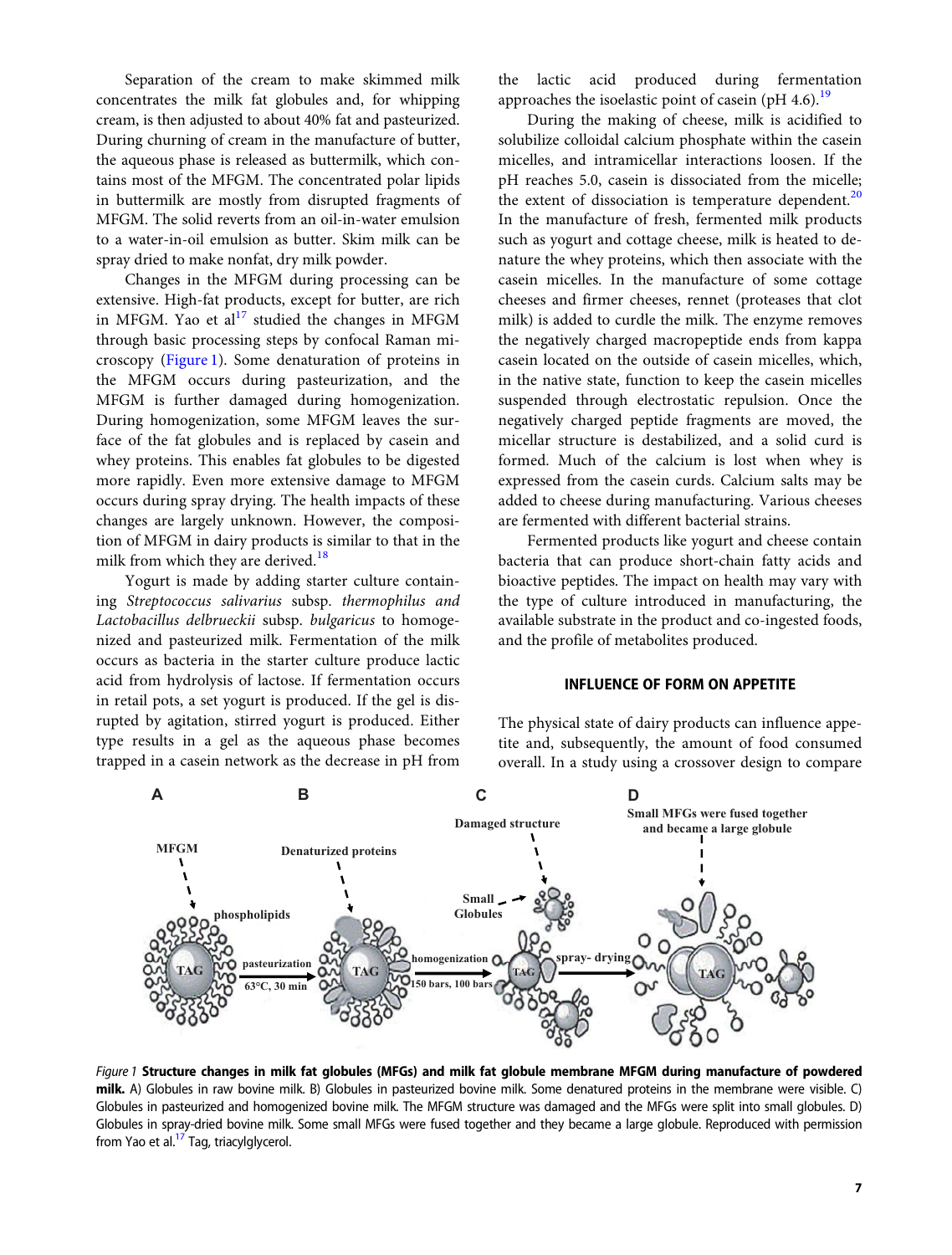Separation of the cream to make skimmed milk concentrates the milk fat globules and, for whipping cream, is then adjusted to about 40% fat and pasteurized. During churning of cream in the manufacture of butter, the aqueous phase is released as buttermilk, which contains most of the MFGM. The concentrated polar lipids in buttermilk are mostly from disrupted fragments of MFGM. The solid reverts from an oil-in-water emulsion to a water-in-oil emulsion as butter. Skim milk can be spray dried to make nonfat, dry milk powder.

Changes in the MFGM during processing can be extensive. High-fat products, except for butter, are rich in MFGM. Yao et al[17] studied the changes in MFGM through basic processing steps by confocal Raman microscopy (Figure 1). Some denaturation of proteins in the MFGM occurs during pasteurization, and the MFGM is further damaged during homogenization. During homogenization, some MFGM leaves the surface of the fat globules and is replaced by casein and whey proteins. This enables fat globules to be digested more rapidly. Even more extensive damage to MFGM occurs during spray drying. The health impacts of these changes are largely unknown. However, the composition of MFGM in dairy products is similar to that in the milk from which they are derived.[18]

Yogurt is made by adding starter culture containing *Streptococcus salivarius* subsp. *thermophilus and Lactobacillus delbrueckii* subsp. *bulgaricus* to homogenized and pasteurized milk. Fermentation of the milk occurs as bacteria in the starter culture produce lactic acid from hydrolysis of lactose. If fermentation occurs in retail pots, a set yogurt is produced. If the gel is disrupted by agitation, stirred yogurt is produced. Either type results in a gel as the aqueous phase becomes trapped in a casein network as the decrease in pH from the lactic acid produced during fermentation approaches the isoelastic point of casein (pH 4.6).[19]

During the making of cheese, milk is acidified to solubilize colloidal calcium phosphate within the casein micelles, and intramicellar interactions loosen. If the pH reaches 5.0, casein is dissociated from the micelle; the extent of dissociation is temperature dependent.[20] In the manufacture of fresh, fermented milk products such as yogurt and cottage cheese, milk is heated to denature the whey proteins, which then associate with the casein micelles. In the manufacture of some cottage cheeses and firmer cheeses, rennet (proteases that clot milk) is added to curdle the milk. The enzyme removes the negatively charged macropeptide ends from kappa casein located on the outside of casein micelles, which, in the native state, function to keep the casein micelles suspended through electrostatic repulsion. Once the negatively charged peptide fragments are moved, the micellar structure is destabilized, and a solid curd is formed. Much of the calcium is lost when whey is expressed from the casein curds. Calcium salts may be added to cheese during manufacturing. Various cheeses are fermented with different bacterial strains.

Fermented products like yogurt and cheese contain bacteria that can produce short-chain fatty acids and bioactive peptides. The impact on health may vary with the type of culture introduced in manufacturing, the available substrate in the product and co-ingested foods, and the profile of metabolites produced.

## INFLUENCE OF FORM ON APPETITE

The physical state of dairy products can influence appetite and, subsequently, the amount of food consumed overall. In a study using a crossover design to compare

*Figure 1* **Structure changes in milk fat globules (MFGs) and milk fat globule membrane MFGM during manufacture of powdered milk.** A) Globules in raw bovine milk. B) Globules in pasteurized bovine milk. Some denatured proteins in the membrane were visible. C) Globules in pasteurized and homogenized bovine milk. The MFGM structure was damaged and the MFGs were split into small globules. D) Globules in spray-dried bovine milk. Some small MFGs were fused together and they became a large globule. Reproduced with permission from Yao et al.[17] Tag, triacylglycerol.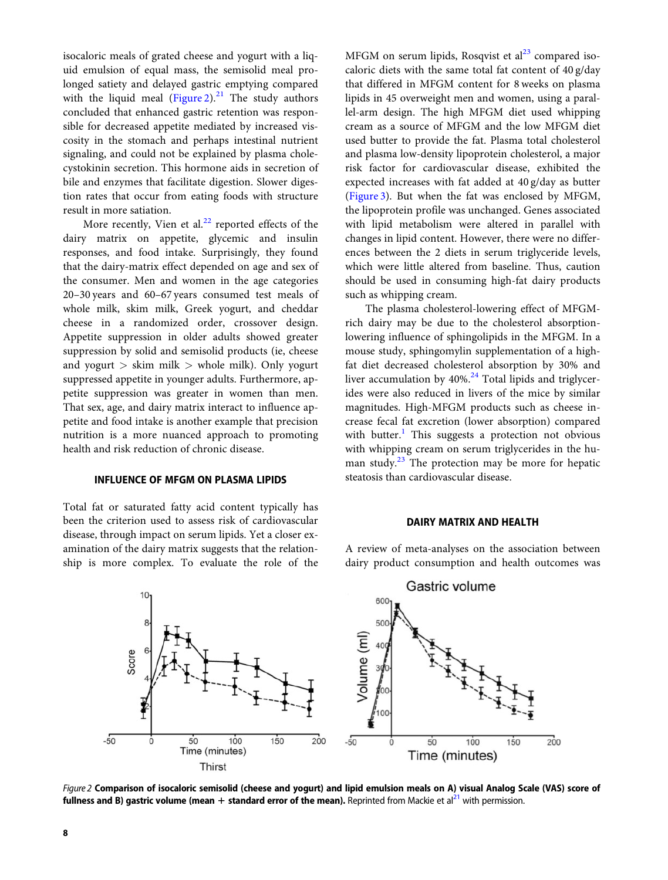isocaloric meals of grated cheese and yogurt with a liquid emulsion of equal mass, the semisolid meal prolonged satiety and delayed gastric emptying compared with the liquid meal (Figure 2).[21] The study authors concluded that enhanced gastric retention was responsible for decreased appetite mediated by increased viscosity in the stomach and perhaps intestinal nutrient signaling, and could not be explained by plasma cholecystokinin secretion. This hormone aids in secretion of bile and enzymes that facilitate digestion. Slower digestion rates that occur from eating foods with structure result in more satiation.

More recently, Vien et al.[22] reported effects of the dairy matrix on appetite, glycemic and insulin responses, and food intake. Surprisingly, they found that the dairy-matrix effect depended on age and sex of the consumer. Men and women in the age categories 20–30 years and 60–67 years consumed test meals of whole milk, skim milk, Greek yogurt, and cheddar cheese in a randomized order, crossover design. Appetite suppression in older adults showed greater suppression by solid and semisolid products (ie, cheese and yogurt > skim milk > whole milk). Only yogurt suppressed appetite in younger adults. Furthermore, appetite suppression was greater in women than men. That sex, age, and dairy matrix interact to influence appetite and food intake is another example that precision nutrition is a more nuanced approach to promoting health and risk reduction of chronic disease.

## INFLUENCE OF MFGM ON PLASMA LIPIDS

Total fat or saturated fatty acid content typically has been the criterion used to assess risk of cardiovascular disease, through impact on serum lipids. Yet a closer examination of the dairy matrix suggests that the relationship is more complex. To evaluate the role of the MFGM on serum lipids, Rosqvist et al[23] compared isocaloric diets with the same total fat content of 40 g/day that differed in MFGM content for 8 weeks on plasma lipids in 45 overweight men and women, using a parallel-arm design. The high MFGM diet used whipping cream as a source of MFGM and the low MFGM diet used butter to provide the fat. Plasma total cholesterol and plasma low-density lipoprotein cholesterol, a major risk factor for cardiovascular disease, exhibited the expected increases with fat added at 40 g/day as butter (Figure 3). But when the fat was enclosed by MFGM, the lipoprotein profile was unchanged. Genes associated with lipid metabolism were altered in parallel with changes in lipid content. However, there were no differences between the 2 diets in serum triglyceride levels, which were little altered from baseline. Thus, caution should be used in consuming high-fat dairy products such as whipping cream.

The plasma cholesterol-lowering effect of MFGM-rich dairy may be due to the cholesterol absorption-lowering influence of sphingolipids in the MFGM. In a mouse study, sphingomylin supplementation of a high-fat diet decreased cholesterol absorption by 30% and liver accumulation by 40%.[24] Total lipids and triglycerides were also reduced in livers of the mice by similar magnitudes. High-MFGM products such as cheese increase fecal fat excretion (lower absorption) compared with butter.[1] This suggests a protection not obvious with whipping cream on serum triglycerides in the human study.[23] The protection may be more for hepatic steatosis than cardiovascular disease.

## DAIRY MATRIX AND HEALTH

A review of meta-analyses on the association between dairy product consumption and health outcomes was

*Figure 2* **Comparison of isocaloric semisolid (cheese and yogurt) and lipid emulsion meals on A) visual Analog Scale (VAS) score of fullness and B) gastric volume (mean + standard error of the mean).** Reprinted from Mackie et al[21] with permission.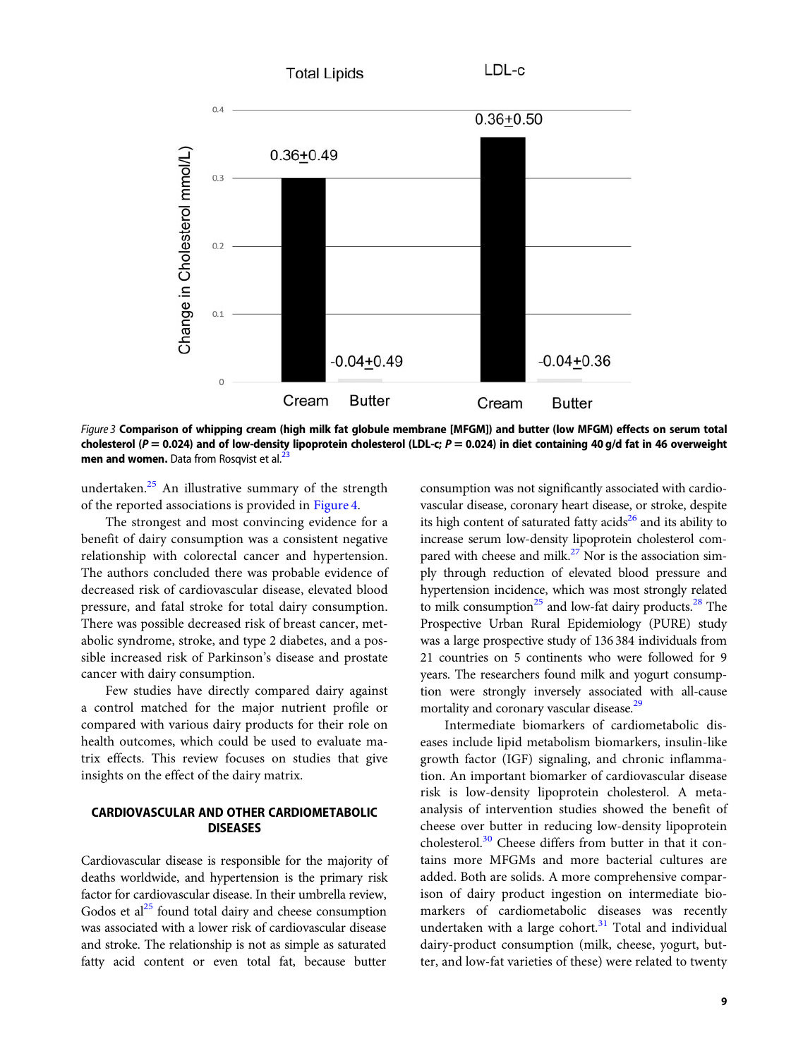Total Lipids | LDL-c

Change in Cholesterol mmol/L)

| | Cream | Butter |
|---|---|---|
| Total Lipids | 0.36±0.49 | -0.04±0.49 |
| LDL-c | 0.36±0.50 | -0.04±0.36 |

*Figure 3* **Comparison of whipping cream (high milk fat globule membrane [MFGM]) and butter (low MFGM) effects on serum total cholesterol ($P = 0.024$) and of low-density lipoprotein cholesterol (LDL-c; $P = 0.024$) in diet containing 40 g/d fat in 46 overweight men and women.** Data from Rosqvist et al.[23]

undertaken.[25] An illustrative summary of the strength of the reported associations is provided in Figure 4.

The strongest and most convincing evidence for a benefit of dairy consumption was a consistent negative relationship with colorectal cancer and hypertension. The authors concluded there was probable evidence of decreased risk of cardiovascular disease, elevated blood pressure, and fatal stroke for total dairy consumption. There was possible decreased risk of breast cancer, metabolic syndrome, stroke, and type 2 diabetes, and a possible increased risk of Parkinson's disease and prostate cancer with dairy consumption.

Few studies have directly compared dairy against a control matched for the major nutrient profile or compared with various dairy products for their role on health outcomes, which could be used to evaluate matrix effects. This review focuses on studies that give insights on the effect of the dairy matrix.

## CARDIOVASCULAR AND OTHER CARDIOMETABOLIC DISEASES

Cardiovascular disease is responsible for the majority of deaths worldwide, and hypertension is the primary risk factor for cardiovascular disease. In their umbrella review, Godos et al[25] found total dairy and cheese consumption was associated with a lower risk of cardiovascular disease and stroke. The relationship is not as simple as saturated fatty acid content or even total fat, because butter consumption was not significantly associated with cardiovascular disease, coronary heart disease, or stroke, despite its high content of saturated fatty acids[26] and its ability to increase serum low-density lipoprotein cholesterol compared with cheese and milk.[27] Nor is the association simply through reduction of elevated blood pressure and hypertension incidence, which was most strongly related to milk consumption[25] and low-fat dairy products.[28] The Prospective Urban Rural Epidemiology (PURE) study was a large prospective study of 136 384 individuals from 21 countries on 5 continents who were followed for 9 years. The researchers found milk and yogurt consumption were strongly inversely associated with all-cause mortality and coronary vascular disease.[29]

Intermediate biomarkers of cardiometabolic diseases include lipid metabolism biomarkers, insulin-like growth factor (IGF) signaling, and chronic inflammation. An important biomarker of cardiovascular disease risk is low-density lipoprotein cholesterol. A meta-analysis of intervention studies showed the benefit of cheese over butter in reducing low-density lipoprotein cholesterol.[30] Cheese differs from butter in that it contains more MFGMs and more bacterial cultures are added. Both are solids. A more comprehensive comparison of dairy product ingestion on intermediate biomarkers of cardiometabolic diseases was recently undertaken with a large cohort.[31] Total and individual dairy-product consumption (milk, cheese, yogurt, butter, and low-fat varieties of these) were related to twenty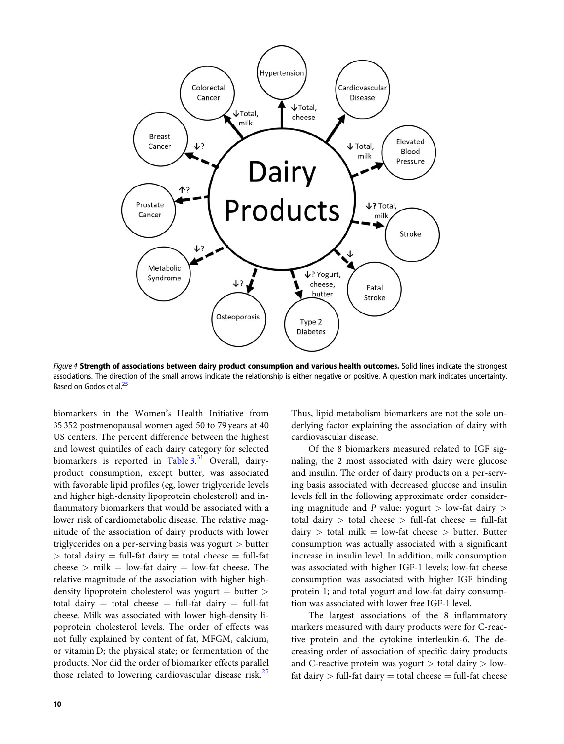*Figure 4* **Strength of associations between dairy product consumption and various health outcomes.** Solid lines indicate the strongest associations. The direction of the small arrows indicate the relationship is either negative or positive. A question mark indicates uncertainty. Based on Godos et al.[25]

biomarkers in the Women's Health Initiative from 35 352 postmenopausal women aged 50 to 79 years at 40 US centers. The percent difference between the highest and lowest quintiles of each dairy category for selected biomarkers is reported in Table 3.[31] Overall, dairy-product consumption, except butter, was associated with favorable lipid profiles (eg, lower triglyceride levels and higher high-density lipoprotein cholesterol) and inflammatory biomarkers that would be associated with a lower risk of cardiometabolic disease. The relative magnitude of the association of dairy products with lower triglycerides on a per-serving basis was yogurt > butter > total dairy = full-fat dairy = total cheese = full-fat cheese > milk = low-fat dairy = low-fat cheese. The relative magnitude of the association with higher high-density lipoprotein cholesterol was yogurt = butter > total dairy = total cheese = full-fat dairy = full-fat cheese. Milk was associated with lower high-density lipoprotein cholesterol levels. The order of effects was not fully explained by content of fat, MFGM, calcium, or vitamin D; the physical state; or fermentation of the products. Nor did the order of biomarker effects parallel those related to lowering cardiovascular disease risk.[25] Thus, lipid metabolism biomarkers are not the sole underlying factor explaining the association of dairy with cardiovascular disease.

Of the 8 biomarkers measured related to IGF signaling, the 2 most associated with dairy were glucose and insulin. The order of dairy products on a per-serving basis associated with decreased glucose and insulin levels fell in the following approximate order considering magnitude and *P* value: yogurt > low-fat dairy > total dairy > total cheese > full-fat cheese = full-fat dairy > total milk = low-fat cheese > butter. Butter consumption was actually associated with a significant increase in insulin level. In addition, milk consumption was associated with higher IGF-1 levels; low-fat cheese consumption was associated with higher IGF binding protein 1; and total yogurt and low-fat dairy consumption was associated with lower free IGF-1 level.

The largest associations of the 8 inflammatory markers measured with dairy products were for C-reactive protein and the cytokine interleukin-6. The decreasing order of association of specific dairy products and C-reactive protein was yogurt > total dairy > low-fat dairy > full-fat dairy = total cheese = full-fat cheese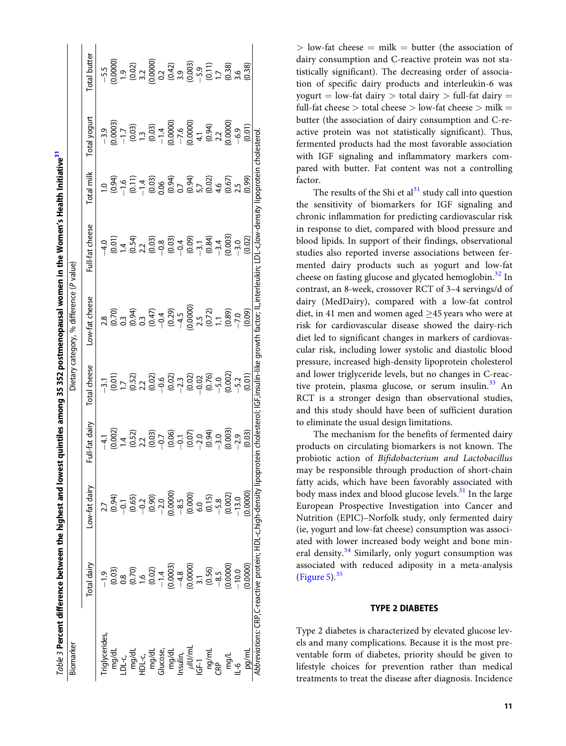*Table 3* **Percent difference between the highest and lowest quintiles among 35 352 postmenopausal women in the Women's Health Initiative**[31]

| Biomarker | Dietary category, % difference (*P* value) | | | | | | | | |
|---|---|---|---|---|---|---|---|---|---|
| | Total dairy | Low-fat dairy | Full-fat dairy | Total cheese | Low-fat cheese | Full-fat cheese | Total milk | Total yogurt | Total butter |
| Triglycerides, mg/dL | −1.9 (0.03) | 2.7 (0.94) | −4.1 (0.002) | −3.1 (0.01) | 2.8 (0.70) | −4.0 (0.01) | 1.0 (0.94) | −3.9 (0.0003) | −5.5 (0.0000) |
| LDL-c, mg/dL | 0.8 (0.70) | −0.1 (0.65) | 1.4 (0.52) | 1.7 (0.52) | 0.3 (0.94) | 1.4 (0.54) | −1.6 (0.11) | −1.7 (0.03) | 1.9 (0.02) |
| HDL-c, mg/dL | 1.6 (0.02) | −0.2 (0.90) | 2.2 (0.03) | 2.2 (0.02) | 0.3 (0.47) | 2.2 (0.03) | −1.4 (0.03) | 1.3 (0.03) | 3.2 (0.0000) |
| Glucose, mg/dL | −1.4 (0.0003) | −2.0 (0.0000) | −0.7 (0.06) | −0.6 (0.02) | −0.4 (0.29) | −0.8 (0.03) | 0.06 (0.94) | −1.4 (0.0000) | 0.2 (0.42) |
| Insulin, μIU/mL | −4.8 (0.0000) | −8.5 (0.000) | −0.1 (0.07) | −2.3 (0.02) | −4.5 (0.0000) | −0.4 (0.09) | 0.7 (0.94) | −7.6 (0.0000) | 3.9 (0.003) |
| IGF-1 ng/mL | 3.1 (0.56) | 6.0 (0.15) | −2.0 (0.94) | −0.02 (0.76) | 2.5 (0.72) | −3.1 (0.84) | 5.7 (0.02) | 4.1 (0.94) | −5.9 (0.11) |
| CRP mg/L | −8.5 (0.0000) | −5.8 (0.002) | −3.0 (0.003) | −5.0 (0.002) | 1.1 (0.89) | −3.4 (0.003) | 4.6 (0.67) | 2.2 (0.0000) | 1.7 (0.38) |
| IL-6 pg/mL | −10.0 (0.0000) | −13.0 (0.0000) | −2.9 (0.03) | −5.2 (0.01) | −7.0 (0.09) | −3.0 (0.02) | 2.5 (0.99) | −6.9 (0.01) | 3.6 (0.38) |

*Abbreviations:* CRP, C-reactive protein; HDL-c, high-density lipoprotein cholesterol; IGF, insulin-like growth factor; IL, interleukin; LDL-c, low-density lipoprotein cholesterol.

> low-fat cheese = milk = butter (the association of dairy consumption and C-reactive protein was not statistically significant). The decreasing order of association of specific dairy products and interleukin-6 was yogurt = low-fat dairy > total dairy > full-fat dairy = full-fat cheese > total cheese > low-fat cheese > milk = butter (the association of dairy consumption and C-reactive protein was not statistically significant). Thus, fermented products had the most favorable association with IGF signaling and inflammatory markers compared with butter. Fat content was not a controlling factor.

The results of the Shi et al[31] study call into question the sensitivity of biomarkers for IGF signaling and chronic inflammation for predicting cardiovascular risk in response to diet, compared with blood pressure and blood lipids. In support of their findings, observational studies also reported inverse associations between fermented dairy products such as yogurt and low-fat cheese on fasting glucose and glycated hemoglobin.[32] In contrast, an 8-week, crossover RCT of 3–4 servings/d of dairy (MedDairy), compared with a low-fat control diet, in 41 men and women aged ≥45 years who were at risk for cardiovascular disease showed the dairy-rich diet led to significant changes in markers of cardiovascular risk, including lower systolic and diastolic blood pressure, increased high-density lipoprotein cholesterol and lower triglyceride levels, but no changes in C-reactive protein, plasma glucose, or serum insulin.[33] An RCT is a stronger design than observational studies, and this study should have been of sufficient duration to eliminate the usual design limitations.

The mechanism for the benefits of fermented dairy products on circulating biomarkers is not known. The probiotic action of *Bifidobacterium and Lactobacillus* may be responsible through production of short-chain fatty acids, which have been favorably associated with body mass index and blood glucose levels.[31] In the large European Prospective Investigation into Cancer and Nutrition (EPIC)–Norfolk study, only fermented dairy (ie, yogurt and low-fat cheese) consumption was associated with lower increased body weight and bone mineral density.[34] Similarly, only yogurt consumption was associated with reduced adiposity in a meta-analysis (Figure 5).[35]

## TYPE 2 DIABETES

Type 2 diabetes is characterized by elevated glucose levels and many complications. Because it is the most preventable form of diabetes, priority should be given to lifestyle choices for prevention rather than medical treatments to treat the disease after diagnosis. Incidence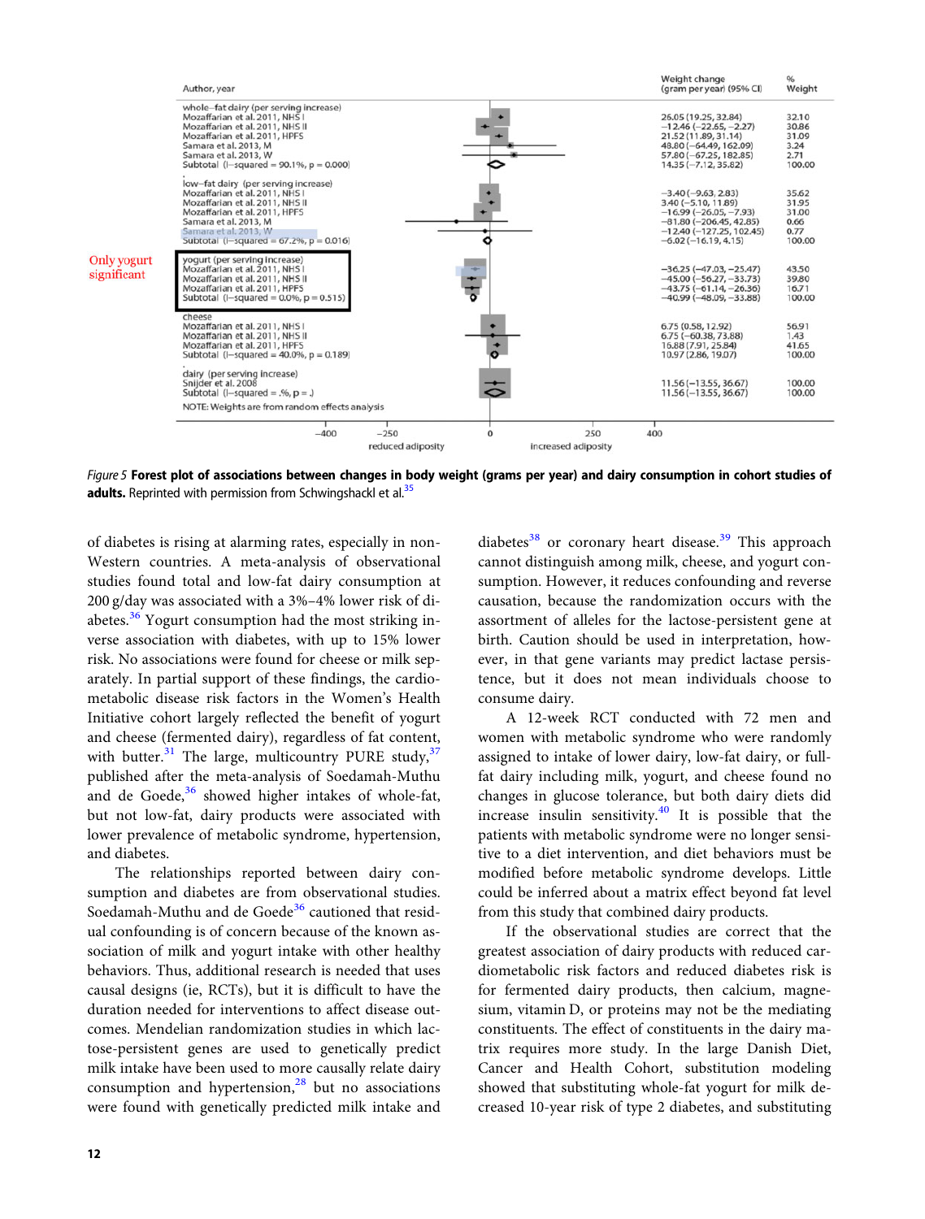| Author, year | Weight change (gram per year) (95% CI) | % Weight |
|---|---|---|
| **whole–fat dairy (per serving increase)** | | |
| Mozaffarian et al. 2011, NHS I | 26.05 (19.25, 32.84) | 32.10 |
| Mozaffarian et al. 2011, NHS II | −12.46 (−22.65, −2.27) | 30.86 |
| Mozaffarian et al. 2011, HPFS | 21.52 (11.89, 31.14) | 31.09 |
| Samara et al. 2013, M | 48.80 (−64.49, 162.09) | 3.24 |
| Samara et al. 2013, W | 57.80 (−67.25, 182.85) | 2.71 |
| Subtotal (I−squared = 90.1%, p = 0.000) | 14.35 (−7.12, 35.82) | 100.00 |
| **low–fat dairy (per serving increase)** | | |
| Mozaffarian et al. 2011, NHS I | −3.40 (−9.63, 2.83) | 35.62 |
| Mozaffarian et al. 2011, NHS II | 3.40 (−5.10, 11.89) | 31.95 |
| Mozaffarian et al. 2011, HPFS | −16.99 (−26.05, −7.93) | 31.00 |
| Samara et al. 2013, M | −81.80 (−206.45, 42.85) | 0.66 |
| Samara et al. 2013, W | −12.40 (−127.25, 102.45) | 0.77 |
| Subtotal (I−squared = 67.2%, p = 0.016) | −6.02 (−16.19, 4.15) | 100.00 |
| **yogurt (per serving increase)** (Only yogurt significant) | | |
| Mozaffarian et al. 2011, NHS I | −36.25 (−47.03, −25.47) | 43.50 |
| Mozaffarian et al. 2011, NHS II | −45.00 (−56.27, −33.73) | 39.80 |
| Mozaffarian et al. 2011, HPFS | −43.75 (−61.14, −26.36) | 16.71 |
| Subtotal (I−squared = 0.0%, p = 0.515) | −40.99 (−48.09, −33.88) | 100.00 |
| **cheese** | | |
| Mozaffarian et al. 2011, NHS I | 6.75 (0.58, 12.92) | 56.91 |
| Mozaffarian et al. 2011, NHS II | 6.75 (−60.38, 73.88) | 1.43 |
| Mozaffarian et al. 2011, HPFS | 16.88 (7.91, 25.84) | 41.65 |
| Subtotal (I−squared = 40.0%, p = 0.189) | 10.97 (2.86, 19.07) | 100.00 |
| **dairy (per serving increase)** | | |
| Snijder et al. 2008 | 11.56 (−13.55, 36.67) | 100.00 |
| Subtotal (I−squared = .%, p = .) | 11.56 (−13.55, 36.67) | 100.00 |

NOTE: Weights are from random effects analysis

Axis: −400, −250, 0, 250, 400; reduced adiposity ← → increased adiposity

*Figure 5* **Forest plot of associations between changes in body weight (grams per year) and dairy consumption in cohort studies of adults.** Reprinted with permission from Schwingshackl et al.[35]

of diabetes is rising at alarming rates, especially in non-Western countries. A meta-analysis of observational studies found total and low-fat dairy consumption at 200 g/day was associated with a 3%–4% lower risk of diabetes.[36] Yogurt consumption had the most striking inverse association with diabetes, with up to 15% lower risk. No associations were found for cheese or milk separately. In partial support of these findings, the cardiometabolic disease risk factors in the Women's Health Initiative cohort largely reflected the benefit of yogurt and cheese (fermented dairy), regardless of fat content, with butter.[31] The large, multicountry PURE study,[37] published after the meta-analysis of Soedamah-Muthu and de Goede,[36] showed higher intakes of whole-fat, but not low-fat, dairy products were associated with lower prevalence of metabolic syndrome, hypertension, and diabetes.

The relationships reported between dairy consumption and diabetes are from observational studies. Soedamah-Muthu and de Goede[36] cautioned that residual confounding is of concern because of the known association of milk and yogurt intake with other healthy behaviors. Thus, additional research is needed that uses causal designs (ie, RCTs), but it is difficult to have the duration needed for interventions to affect disease outcomes. Mendelian randomization studies in which lactose-persistent genes are used to genetically predict milk intake have been used to more causally relate dairy consumption and hypertension,[28] but no associations were found with genetically predicted milk intake and diabetes[38] or coronary heart disease.[39] This approach cannot distinguish among milk, cheese, and yogurt consumption. However, it reduces confounding and reverse causation, because the randomization occurs with the assortment of alleles for the lactose-persistent gene at birth. Caution should be used in interpretation, however, in that gene variants may predict lactase persistence, but it does not mean individuals choose to consume dairy.

A 12-week RCT conducted with 72 men and women with metabolic syndrome who were randomly assigned to intake of lower dairy, low-fat dairy, or full-fat dairy including milk, yogurt, and cheese found no changes in glucose tolerance, but both dairy diets did increase insulin sensitivity.[40] It is possible that the patients with metabolic syndrome were no longer sensitive to a diet intervention, and diet behaviors must be modified before metabolic syndrome develops. Little could be inferred about a matrix effect beyond fat level from this study that combined dairy products.

If the observational studies are correct that the greatest association of dairy products with reduced cardiometabolic risk factors and reduced diabetes risk is for fermented dairy products, then calcium, magnesium, vitamin D, or proteins may not be the mediating constituents. The effect of constituents in the dairy matrix requires more study. In the large Danish Diet, Cancer and Health Cohort, substitution modeling showed that substituting whole-fat yogurt for milk decreased 10-year risk of type 2 diabetes, and substituting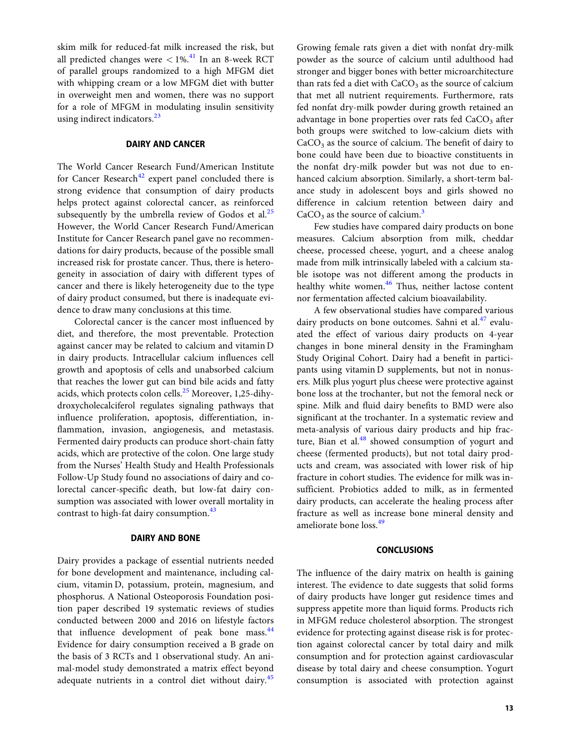skim milk for reduced-fat milk increased the risk, but all predicted changes were $< 1\%$.[41] In an 8-week RCT of parallel groups randomized to a high MFGM diet with whipping cream or a low MFGM diet with butter in overweight men and women, there was no support for a role of MFGM in modulating insulin sensitivity using indirect indicators.[23]

## DAIRY AND CANCER

The World Cancer Research Fund/American Institute for Cancer Research[42] expert panel concluded there is strong evidence that consumption of dairy products helps protect against colorectal cancer, as reinforced subsequently by the umbrella review of Godos et al.[25] However, the World Cancer Research Fund/American Institute for Cancer Research panel gave no recommendations for dairy products, because of the possible small increased risk for prostate cancer. Thus, there is heterogeneity in association of dairy with different types of cancer and there is likely heterogeneity due to the type of dairy product consumed, but there is inadequate evidence to draw many conclusions at this time.

Colorectal cancer is the cancer most influenced by diet, and therefore, the most preventable. Protection against cancer may be related to calcium and vitamin D in dairy products. Intracellular calcium influences cell growth and apoptosis of cells and unabsorbed calcium that reaches the lower gut can bind bile acids and fatty acids, which protects colon cells.[25] Moreover, 1,25-dihydroxycholecalciferol regulates signaling pathways that influence proliferation, apoptosis, differentiation, inflammation, invasion, angiogenesis, and metastasis. Fermented dairy products can produce short-chain fatty acids, which are protective of the colon. One large study from the Nurses' Health Study and Health Professionals Follow-Up Study found no associations of dairy and colorectal cancer-specific death, but low-fat dairy consumption was associated with lower overall mortality in contrast to high-fat dairy consumption.[43]

## DAIRY AND BONE

Dairy provides a package of essential nutrients needed for bone development and maintenance, including calcium, vitamin D, potassium, protein, magnesium, and phosphorus. A National Osteoporosis Foundation position paper described 19 systematic reviews of studies conducted between 2000 and 2016 on lifestyle factors that influence development of peak bone mass.[44] Evidence for dairy consumption received a B grade on the basis of 3 RCTs and 1 observational study. An animal-model study demonstrated a matrix effect beyond adequate nutrients in a control diet without dairy.[45] Growing female rats given a diet with nonfat dry-milk powder as the source of calcium until adulthood had stronger and bigger bones with better microarchitecture than rats fed a diet with $CaCO_3$ as the source of calcium that met all nutrient requirements. Furthermore, rats fed nonfat dry-milk powder during growth retained an advantage in bone properties over rats fed $CaCO_3$ after both groups were switched to low-calcium diets with $CaCO_3$ as the source of calcium. The benefit of dairy to bone could have been due to bioactive constituents in the nonfat dry-milk powder but was not due to enhanced calcium absorption. Similarly, a short-term balance study in adolescent boys and girls showed no difference in calcium retention between dairy and $CaCO_3$ as the source of calcium.[3]

Few studies have compared dairy products on bone measures. Calcium absorption from milk, cheddar cheese, processed cheese, yogurt, and a cheese analog made from milk intrinsically labeled with a calcium stable isotope was not different among the products in healthy white women.[46] Thus, neither lactose content nor fermentation affected calcium bioavailability.

A few observational studies have compared various dairy products on bone outcomes. Sahni et al.[47] evaluated the effect of various dairy products on 4-year changes in bone mineral density in the Framingham Study Original Cohort. Dairy had a benefit in participants using vitamin D supplements, but not in nonusers. Milk plus yogurt plus cheese were protective against bone loss at the trochanter, but not the femoral neck or spine. Milk and fluid dairy benefits to BMD were also significant at the trochanter. In a systematic review and meta-analysis of various dairy products and hip fracture, Bian et al.[48] showed consumption of yogurt and cheese (fermented products), but not total dairy products and cream, was associated with lower risk of hip fracture in cohort studies. The evidence for milk was insufficient. Probiotics added to milk, as in fermented dairy products, can accelerate the healing process after fracture as well as increase bone mineral density and ameliorate bone loss.[49]

## CONCLUSIONS

The influence of the dairy matrix on health is gaining interest. The evidence to date suggests that solid forms of dairy products have longer gut residence times and suppress appetite more than liquid forms. Products rich in MFGM reduce cholesterol absorption. The strongest evidence for protecting against disease risk is for protection against colorectal cancer by total dairy and milk consumption and for protection against cardiovascular disease by total dairy and cheese consumption. Yogurt consumption is associated with protection against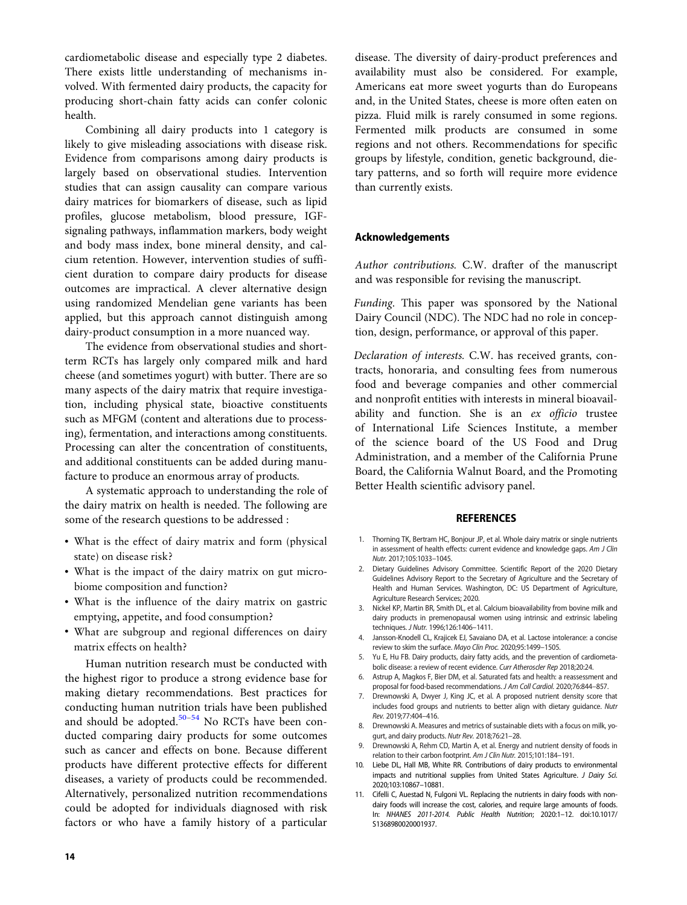cardiometabolic disease and especially type 2 diabetes. There exists little understanding of mechanisms involved. With fermented dairy products, the capacity for producing short-chain fatty acids can confer colonic health.

Combining all dairy products into 1 category is likely to give misleading associations with disease risk. Evidence from comparisons among dairy products is largely based on observational studies. Intervention studies that can assign causality can compare various dairy matrices for biomarkers of disease, such as lipid profiles, glucose metabolism, blood pressure, IGF-signaling pathways, inflammation markers, body weight and body mass index, bone mineral density, and calcium retention. However, intervention studies of sufficient duration to compare dairy products for disease outcomes are impractical. A clever alternative design using randomized Mendelian gene variants has been applied, but this approach cannot distinguish among dairy-product consumption in a more nuanced way.

The evidence from observational studies and short-term RCTs has largely only compared milk and hard cheese (and sometimes yogurt) with butter. There are so many aspects of the dairy matrix that require investigation, including physical state, bioactive constituents such as MFGM (content and alterations due to processing), fermentation, and interactions among constituents. Processing can alter the concentration of constituents, and additional constituents can be added during manufacture to produce an enormous array of products.

A systematic approach to understanding the role of the dairy matrix on health is needed. The following are some of the research questions to be addressed :

- What is the effect of dairy matrix and form (physical state) on disease risk?
- What is the impact of the dairy matrix on gut microbiome composition and function?
- What is the influence of the dairy matrix on gastric emptying, appetite, and food consumption?
- What are subgroup and regional differences on dairy matrix effects on health?

Human nutrition research must be conducted with the highest rigor to produce a strong evidence base for making dietary recommendations. Best practices for conducting human nutrition trials have been published and should be adopted.[50–54] No RCTs have been conducted comparing dairy products for some outcomes such as cancer and effects on bone. Because different products have different protective effects for different diseases, a variety of products could be recommended. Alternatively, personalized nutrition recommendations could be adopted for individuals diagnosed with risk factors or who have a family history of a particular disease. The diversity of dairy-product preferences and availability must also be considered. For example, Americans eat more sweet yogurts than do Europeans and, in the United States, cheese is more often eaten on pizza. Fluid milk is rarely consumed in some regions. Fermented milk products are consumed in some regions and not others. Recommendations for specific groups by lifestyle, condition, genetic background, dietary patterns, and so forth will require more evidence than currently exists.

## Acknowledgements

*Author contributions.* C.W. drafter of the manuscript and was responsible for revising the manuscript.

*Funding.* This paper was sponsored by the National Dairy Council (NDC). The NDC had no role in conception, design, performance, or approval of this paper.

*Declaration of interests.* C.W. has received grants, contracts, honoraria, and consulting fees from numerous food and beverage companies and other commercial and nonprofit entities with interests in mineral bioavailability and function. She is an *ex officio* trustee of International Life Sciences Institute, a member of the science board of the US Food and Drug Administration, and a member of the California Prune Board, the California Walnut Board, and the Promoting Better Health scientific advisory panel.

## REFERENCES

1. Thorning TK, Bertram HC, Bonjour JP, et al. Whole dairy matrix or single nutrients in assessment of health effects: current evidence and knowledge gaps. *Am J Clin Nutr.* 2017;105:1033–1045.
2. Dietary Guidelines Advisory Committee. Scientific Report of the 2020 Dietary Guidelines Advisory Report to the Secretary of Agriculture and the Secretary of Health and Human Services. Washington, DC: US Department of Agriculture, Agriculture Research Services; 2020.
3. Nickel KP, Martin BR, Smith DL, et al. Calcium bioavailability from bovine milk and dairy products in premenopausal women using intrinsic and extrinsic labeling techniques. *J Nutr.* 1996;126:1406–1411.
4. Jansson-Knodell CL, Krajicek EJ, Savaiano DA, et al. Lactose intolerance: a concise review to skim the surface. *Mayo Clin Proc.* 2020;95:1499–1505.
5. Yu E, Hu FB. Dairy products, dairy fatty acids, and the prevention of cardiometabolic disease: a review of recent evidence. *Curr Atheroscler Rep* 2018;20:24.
6. Astrup A, Magkos F, Bier DM, et al. Saturated fats and health: a reassessment and proposal for food-based recommendations. *J Am Coll Cardiol.* 2020;76:844–857.
7. Drewnowski A, Dwyer J, King JC, et al. A proposed nutrient density score that includes food groups and nutrients to better align with dietary guidance. *Nutr Rev.* 2019;77:404–416.
8. Drewnowski A. Measures and metrics of sustainable diets with a focus on milk, yogurt, and dairy products. *Nutr Rev.* 2018;76:21–28.
9. Drewnowski A, Rehm CD, Martin A, et al. Energy and nutrient density of foods in relation to their carbon footprint. *Am J Clin Nutr.* 2015;101:184–191.
10. Liebe DL, Hall MB, White RR. Contributions of dairy products to environmental impacts and nutritional supplies from United States Agriculture. *J Dairy Sci.* 2020;103:10867–10881.
11. Cifelli C, Auestad N, Fulgoni VL. Replacing the nutrients in dairy foods with non-dairy foods will increase the cost, calories, and require large amounts of foods. In: *NHANES 2011-2014. Public Health Nutrition*; 2020:1–12. doi:10.1017/S1368980020001937.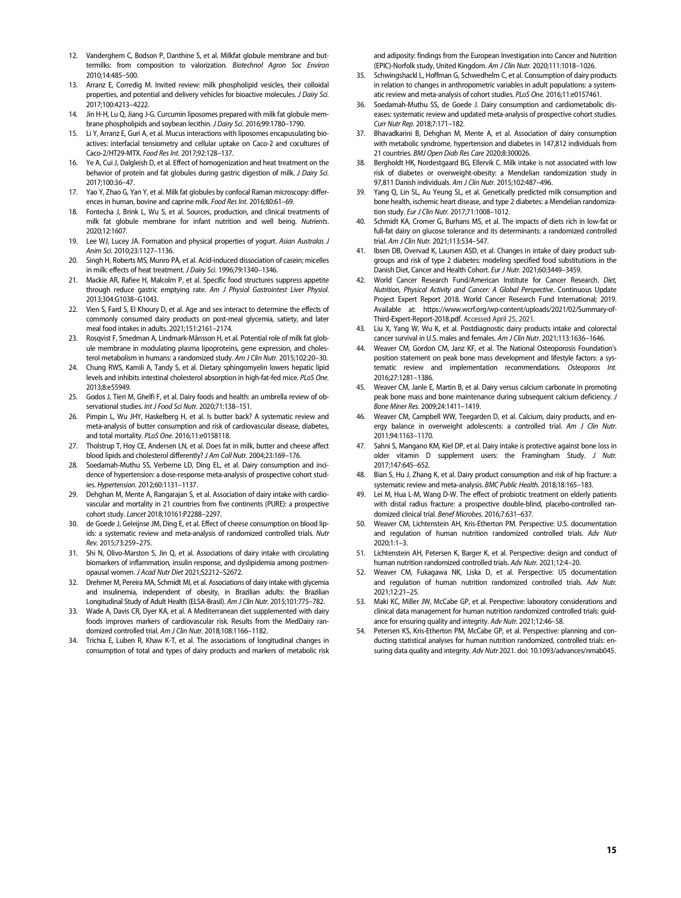12. Vanderghem C, Bodson P, Danthine S, et al. Milkfat globule membrane and buttermilks: from composition to valorization. *Biotechnol Agron Soc Environ* 2010;14:485–500.
13. Arranz E, Corredig M. Invited review: milk phospholipid vesicles, their colloidal properties, and potential and delivery vehicles for bioactive molecules. *J Dairy Sci.* 2017;100:4213–4222.
14. Jin H-H, Lu Q, Jiang J-G. Curcumin liposomes prepared with milk fat globule membrane phospholipids and soybean lecithin. *J Dairy Sci.* 2016;99:1780–1790.
15. Li Y, Arranz E, Guri A, et al. Mucus interactions with liposomes encapsulating bioactives: interfacial tensiometry and cellular uptake on Caco-2 and cocultures of Caco-2/HT29-MTX. *Food Res Int.* 2017;92:128–137.
16. Ye A, Cui J, Dalgleish D, et al. Effect of homogenization and heat treatment on the behavior of protein and fat globules during gastric digestion of milk. *J Dairy Sci.* 2017;100:36–47.
17. Yao Y, Zhao G, Yan Y, et al. Milk fat globules by confocal Raman microscopy: differences in human, bovine and caprine milk. *Food Res Int.* 2016;80:61–69.
18. Fontecha J, Brink L, Wu S, et al. Sources, production, and clinical treatments of milk fat globule membrane for infant nutrition and well being. *Nutrients.* 2020;12:1607.
19. Lee WJ, Lucey JA. Formation and physical properties of yogurt. *Asian Australas J Anim Sci.* 2010;23:1127–1136.
20. Singh H, Roberts MS, Munro PA, et al. Acid-induced dissociation of casein; micelles in milk: effects of heat treatment. *J Dairy Sci.* 1996;79:1340–1346.
21. Mackie AR, Rafiee H, Malcolm P, et al. Specific food structures suppress appetite through reduce gastric emptying rate. *Am J Physiol Gastrointest Liver Physiol.* 2013;304:G1038–G1043.
22. Vien S, Fard S, El Khoury D, et al. Age and sex interact to determine the effects of commonly consumed dairy products on post-meal glycemia, satiety, and later meal food intakes in adults. 2021;151:2161–2174.
23. Rosqvist F, Smedman A, Lindmark-Månsson H, et al. Potential role of milk fat globule membrane in modulating plasma lipoproteins, gene expression, and cholesterol metabolism in humans: a randomized study. *Am J Clin Nutr.* 2015;102:20–30.
24. Chung RWS, Kamili A, Tandy S, et al. Dietary sphingomyelin lowers hepatic lipid levels and inhibits intestinal cholesterol absorption in high-fat-fed mice. *PLoS One.* 2013;8:e55949.
25. Godos J, Tieri M, Ghelfi F, et al. Dairy foods and health: an umbrella review of observational studies. *Int J Food Sci Nutr.* 2020;71:138–151.
26. Pimpin L, Wu JHY, Haskelberg H, et al. Is butter back? A systematic review and meta-analysis of butter consumption and risk of cardiovascular disease, diabetes, and total mortality. *PLoS One.* 2016;11:e0158118.
27. Tholstrup T, Hoy CE, Andersen LN, et al. Does fat in milk, butter and cheese affect blood lipids and cholesterol differently? *J Am Coll Nutr.* 2004;23:169–176.
28. Soedamah-Muthu SS, Verberne LD, Ding EL, et al. Dairy consumption and incidence of hypertension: a dose-response meta-analysis of prospective cohort studies. *Hypertension.* 2012;60:1131–1137.
29. Dehghan M, Mente A, Rangarajan S, et al. Association of dairy intake with cardiovascular and mortality in 21 countries from five continents (PURE): a prospective cohort study. *Lancet* 2018;10161:P2288–2297.
30. de Goede J, Geleijnse JM, Ding E, et al. Effect of cheese consumption on blood lipids: a systematic review and meta-analysis of randomized controlled trials. *Nutr Rev.* 2015;73:259–275.
31. Shi N, Olivo-Marston S, Jin Q, et al. Associations of dairy intake with circulating biomarkers of inflammation, insulin response, and dyslipidemia among postmenopausal women. *J Acad Nutr Diet* 2021;S2212–S2672.
32. Drehmer M, Pereira MA, Schmidt MI, et al. Associations of dairy intake with glycemia and insulinemia, independent of obesity, in Brazilian adults: the Brazilian Longitudinal Study of Adult Health (ELSA-Brasil). *Am J Clin Nutr.* 2015;101:775–782.
33. Wade A, Davis CR, Dyer KA, et al. A Mediterranean diet supplemented with dairy foods improves markers of cardiovascular risk. Results from the MedDairy randomized controlled trial. *Am J Clin Nutr.* 2018;108:1166–1182.
34. Trichia E, Luben R, Khaw K-T, et al. The associations of longitudinal changes in consumption of total and types of dairy products and markers of metabolic risk and adiposity: findings from the European Investigation into Cancer and Nutrition (EPIC)-Norfolk study, United Kingdom. *Am J Clin Nutr.* 2020;111:1018–1026.
35. Schwingshackl L, Hoffman G, Schwedhelm C, et al. Consumption of dairy products in relation to changes in anthropometric variables in adult populations: a systematic review and meta-analysis of cohort studies. *PLoS One.* 2016;11:e0157461.
36. Soedamah-Muthu SS, de Goede J. Dairy consumption and cardiometabolic diseases: systematic review and updated meta-analysis of prospective cohort studies. *Curr Nutr Rep.* 2018;7:171–182.
37. Bhavadkarini B, Dehghan M, Mente A, et al. Association of dairy consumption with metabolic syndrome, hypertension and diabetes in 147,812 individuals from 21 countries. *BMJ Open Diab Res Care* 2020;8:300026.
38. Bergholdt HK, Nordestgaard BG, Ellervik C. Milk intake is not associated with low risk of diabetes or overweight-obesity: a Mendelian randomization study in 97,811 Danish individuals. *Am J Clin Nutr.* 2015;102:487–496.
39. Yang Q, Lin SL, Au Yeung SL, et al. Genetically predicted milk consumption and bone health, ischemic heart disease, and type 2 diabetes: a Mendelian randomization study. *Eur J Clin Nutr.* 2017;71:1008–1012.
40. Schmidt KA, Cromer G, Burhans MS, et al. The impacts of diets rich in low-fat or full-fat dairy on glucose tolerance and its determinants: a randomized controlled trial. *Am J Clin Nutr.* 2021;113:534–547.
41. Ibsen DB, Overvad K, Laursen ASD, et al. Changes in intake of dairy product subgroups and risk of type 2 diabetes: modeling specified food substitutions in the Danish Diet, Cancer and Health Cohort. *Eur J Nutr.* 2021;60:3449–3459.
42. World Cancer Research Fund/American Institute for Cancer Research. *Diet, Nutrition, Physical Activity and Cancer: A Global Perspective.* Continuous Update Project Expert Report 2018. World Cancer Research Fund International; 2019. Available at: https://www.wcrf.org/wp-content/uploads/2021/02/Summary-of-Third-Expert-Report-2018.pdf. Accessed April 25, 2021.
43. Liu X, Yang W, Wu K, et al. Postdiagnostic dairy products intake and colorectal cancer survival in U.S. males and females. *Am J Clin Nutr.* 2021;113:1636–1646.
44. Weaver CM, Gordon CM, Janz KF, et al. The National Osteoporosis Foundation's position statement on peak bone mass development and lifestyle factors: a systematic review and implementation recommendations. *Osteoporos Int.* 2016;27:1281–1386.
45. Weaver CM, Janle E, Martin B, et al. Dairy versus calcium carbonate in promoting peak bone mass and bone maintenance during subsequent calcium deficiency. *J Bone Miner Res.* 2009;24:1411–1419.
46. Weaver CM, Campbell WW, Teegarden D, et al. Calcium, dairy products, and energy balance in overweight adolescents: a controlled trial. *Am J Clin Nutr.* 2011;94:1163–1170.
47. Sahni S, Mangano KM, Kiel DP, et al. Dairy intake is protective against bone loss in older vitamin D supplement users: the Framingham Study. *J Nutr.* 2017;147:645–652.
48. Bian S, Hu J, Zhang K, et al. Dairy product consumption and risk of hip fracture: a systematic review and meta-analysis. *BMC Public Health.* 2018;18:165–183.
49. Lei M, Hua L-M, Wang D-W. The effect of probiotic treatment on elderly patients with distal radius fracture: a prospective double-blind, placebo-controlled randomized clinical trial. *Benef Microbes.* 2016;7:631–637.
50. Weaver CM, Lichtenstein AH, Kris-Etherton PM. Perspective: U.S. documentation and regulation of human nutrition randomized controlled trials. *Adv Nutr* 2020;1:1–3.
51. Lichtenstein AH, Petersen K, Barger K, et al. Perspective: design and conduct of human nutrition randomized controlled trials. *Adv Nutr.* 2021;12:4–20.
52. Weaver CM, Fukagawa NK, Liska D, et al. Perspective: US documentation and regulation of human nutrition randomized controlled trials. *Adv Nutr.* 2021;12:21–25.
53. Maki KC, Miller JW, McCabe GP, et al. Perspective: laboratory considerations and clinical data management for human nutrition randomized controlled trials: guidance for ensuring quality and integrity. *Adv Nutr.* 2021;12:46–58.
54. Petersen KS, Kris-Etherton PM, McCabe GP, et al. Perspective: planning and conducting statistical analyses for human nutrition randomized, controlled trials: ensuring data quality and integrity. *Adv Nutr* 2021. doi: 10.1093/advances/nmab045.